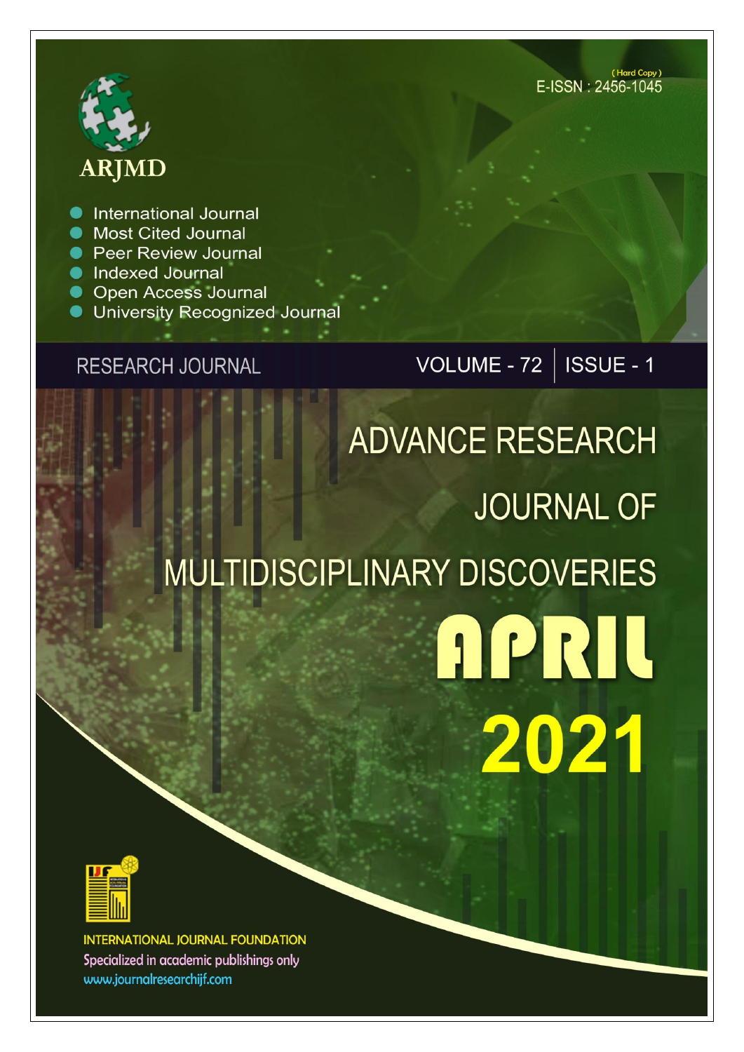ARJMD

- International Journal
- Most Cited Journal
- Peer Review Journal
- Indexed Journal
- Open Access Journal
- University Recognized Journal

(Hard Copy)
E-ISSN : 2456-1045

RESEARCH JOURNAL

VOLUME - 72 | ISSUE - 1

# ADVANCE RESEARCH JOURNAL OF MULTIDISCIPLINARY DISCOVERIES

# APRIL 2021

INTERNATIONAL JOURNAL FOUNDATION
Specialized in academic publishings only
www.journalresearchijf.com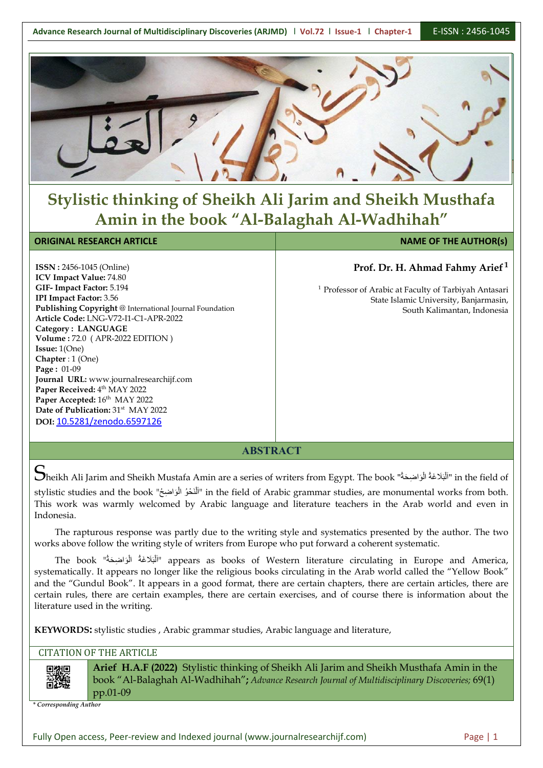# Stylistic thinking of Sheikh Ali Jarim and Sheikh Musthafa Amin in the book "Al-Balaghah Al-Wadhihah"

| ORIGINAL RESEARCH ARTICLE | NAME OF THE AUTHOR(s) |
|---|---|
| **ISSN :** 2456-1045 (Online)<br>**ICV Impact Value:** 74.80<br>**GIF- Impact Factor:** 5.194<br>**IPI Impact Factor:** 3.56<br>**Publishing Copyright** @ International Journal Foundation<br>**Article Code:** LNG-V72-I1-C1-APR-2022<br>**Category : LANGUAGE**<br>**Volume :** 72.0 ( APR-2022 EDITION )<br>**Issue:** 1(One)<br>**Chapter** : 1 (One)<br>**Page :** 01-09<br>**Journal URL:** www.journalresearchijf.com<br>**Paper Received:** 4th MAY 2022<br>**Paper Accepted:** 16th MAY 2022<br>**Date of Publication:** 31st MAY 2022<br>**DOI:** 10.5281/zenodo.6597126 | **Prof. Dr. H. Ahmad Fahmy Arief** [1]<br><br>[1] Professor of Arabic at Faculty of Tarbiyah Antasari State Islamic University, Banjarmasin, South Kalimantan, Indonesia |

## ABSTRACT

Sheikh Ali Jarim and Sheikh Mustafa Amin are a series of writers from Egypt. The book "اَلْبَلاغَةُ الْوَاضِحَةُ" in the field of stylistic studies and the book "اَلْنَحْوُ الْوَاضِحُ" in the field of Arabic grammar studies, are monumental works from both. This work was warmly welcomed by Arabic language and literature teachers in the Arab world and even in Indonesia.

The rapturous response was partly due to the writing style and systematics presented by the author. The two works above follow the writing style of writers from Europe who put forward a coherent systematic.

The book "اَلْبَلاغَةُ الْوَاضِحَةُ" appears as books of Western literature circulating in Europe and America, systematically. It appears no longer like the religious books circulating in the Arab world called the "Yellow Book" and the "Gundul Book". It appears in a good format, there are certain chapters, there are certain articles, there are certain rules, there are certain examples, there are certain exercises, and of course there is information about the literature used in the writing.

**KEYWORDS:** stylistic studies , Arabic grammar studies, Arabic language and literature,

CITATION OF THE ARTICLE

**Arief H.A.F (2022)** Stylistic thinking of Sheikh Ali Jarim and Sheikh Musthafa Amin in the book "Al-Balaghah Al-Wadhihah"**;** *Advance Research Journal of Multidisciplinary Discoveries;* 69(1) pp.01-09

*\* Corresponding Author*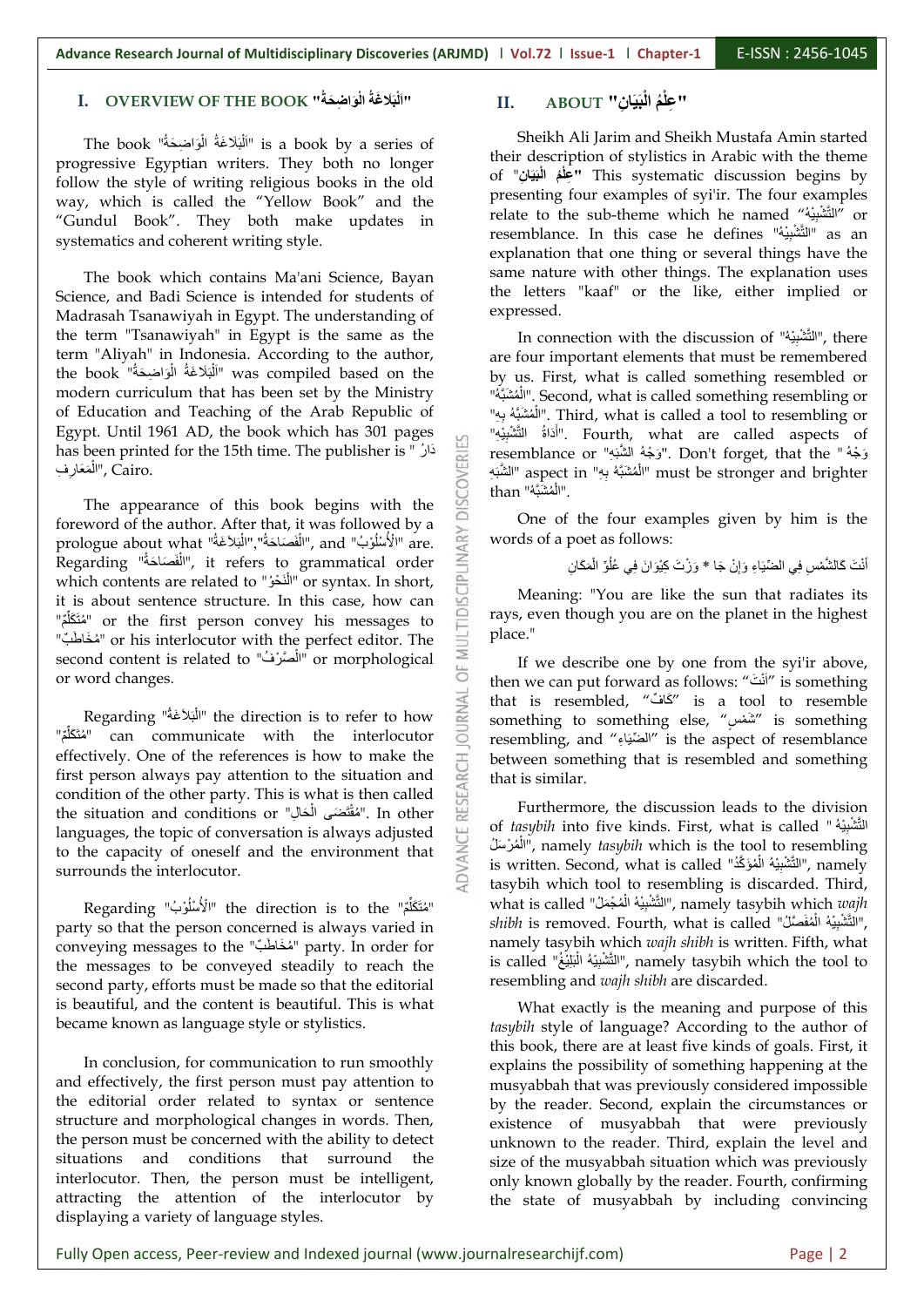## I. OVERVIEW OF THE BOOK "الْبَلَاغَةُ الْوَاضِحَةُ"

The book "الْبَلَاغَةُ الْوَاضِحَةُ" is a book by a series of progressive Egyptian writers. They both no longer follow the style of writing religious books in the old way, which is called the "Yellow Book" and the "Gundul Book". They both make updates in systematics and coherent writing style.

The book which contains Ma'ani Science, Bayan Science, and Badi Science is intended for students of Madrasah Tsanawiyah in Egypt. The understanding of the term "Tsanawiyah" in Egypt is the same as the term "Aliyah" in Indonesia. According to the author, the book "الْبَلَاغَةُ الْوَاضِحَةُ" was compiled based on the modern curriculum that has been set by the Ministry of Education and Teaching of the Arab Republic of Egypt. Until 1961 AD, the book which has 301 pages has been printed for the 15th time. The publisher is "دَارُ الْمَعَارِفِ", Cairo.

The appearance of this book begins with the foreword of the author. After that, it was followed by a prologue about what "الْبَلَاغَةُ","الْفَصَاحَةُ", and "الْأُسْلُوْبُ" are. Regarding "الْفَصَاحَةُ", it refers to grammatical order which contents are related to "النَّحْوُ" or syntax. In short, it is about sentence structure. In this case, how can "مُتَكَلِّمْ" or the first person convey his messages to "مُخَاطَبٌ" or his interlocutor with the perfect editor. The second content is related to "الصَّرْفُ" or morphological or word changes.

Regarding "الْبَلَاغَةُ" the direction is to refer to how "مُتَكَلِّمْ" can communicate with the interlocutor effectively. One of the references is how to make the first person always pay attention to the situation and condition of the other party. This is what is then called the situation and conditions or "مُقْتَضَى الْحَالِ". In other languages, the topic of conversation is always adjusted to the capacity of oneself and the environment that surrounds the interlocutor.

Regarding "الْأُسْلُوْبُ" the direction is to the "مُتَكَلِّمْ" party so that the person concerned is always varied in conveying messages to the "مُخَاطَبٌ" party. In order for the messages to be conveyed steadily to reach the second party, efforts must be made so that the editorial is beautiful, and the content is beautiful. This is what became known as language style or stylistics.

In conclusion, for communication to run smoothly and effectively, the first person must pay attention to the editorial order related to syntax or sentence structure and morphological changes in words. Then, the person must be concerned with the ability to detect situations and conditions that surround the interlocutor. Then, the person must be intelligent, attracting the attention of the interlocutor by displaying a variety of language styles.

## II. ABOUT "عِلْمُ الْبَيَانِ"

Sheikh Ali Jarim and Sheikh Mustafa Amin started their description of stylistics in Arabic with the theme of "**عِلْمُ الْبَيَانِ**" This systematic discussion begins by presenting four examples of syi'ir. The four examples relate to the sub-theme which he named "التَّشْبِيْهُ" or resemblance. In this case he defines "التَّشْبِيْهُ" as an explanation that one thing or several things have the same nature with other things. The explanation uses the letters "kaaf" or the like, either implied or expressed.

In connection with the discussion of "التَّشْبِيْهُ", there are four important elements that must be remembered by us. First, what is called something resembled or "الْمُشَبَّهُ". Second, what is called something resembling or "الْمُشَبَّهُ بِهِ". Third, what is called a tool to resembling or "أَدَاةُ التَّشْبِيْهِ". Fourth, what are called aspects of resemblance or "وَجْهُ الشَّبَهِ". Don't forget, that the "وَجْهُ الشَّبَهِ" aspect in "الْمُشَبَّهُ بِهِ" must be stronger and brighter than "الْمُشَبَّهُ".

One of the four examples given by him is the words of a poet as follows:

أَنْتَ كَالشَّمْسِ فِي الضِّيَاءِ وَإِنْ جَا * وَزْتَ كِيْوَانَ فِي عُلُوِّ الْمَكَانِ

Meaning: "You are like the sun that radiates its rays, even though you are on the planet in the highest place."

If we describe one by one from the syi'ir above, then we can put forward as follows: "أَنْتَ" is something that is resembled, "كَافْ" is a tool to resemble something to something else, "شَمْسٍ" is something resembling, and "الضِّيَاءِ" is the aspect of resemblance between something that is resembled and something that is similar.

Furthermore, the discussion leads to the division of *tasybih* into five kinds. First, what is called "التَّشْبِيْهُ الْمُرْسَلُ", namely *tasybih* which is the tool to resembling is written. Second, what is called "التَّشْبِيْهُ الْمُؤَكَّدُ", namely tasybih which tool to resembling is discarded. Third, what is called "التَّشْبِيْهُ الْمُجْمَلُ", namely tasybih which *wajh shibh* is removed. Fourth, what is called "التَّشْبِيْهُ الْمُفَصَّلُ", namely tasybih which *wajh shibh* is written. Fifth, what is called "التَّشْبِيْهُ الْبَلِيْغُ", namely tasybih which the tool to resembling and *wajh shibh* are discarded.

What exactly is the meaning and purpose of this *tasybih* style of language? According to the author of this book, there are at least five kinds of goals. First, it explains the possibility of something happening at the musyabbah that was previously considered impossible by the reader. Second, explain the circumstances or existence of musyabbah that were previously unknown to the reader. Third, explain the level and size of the musyabbah situation which was previously only known globally by the reader. Fourth, confirming the state of musyabbah by including convincing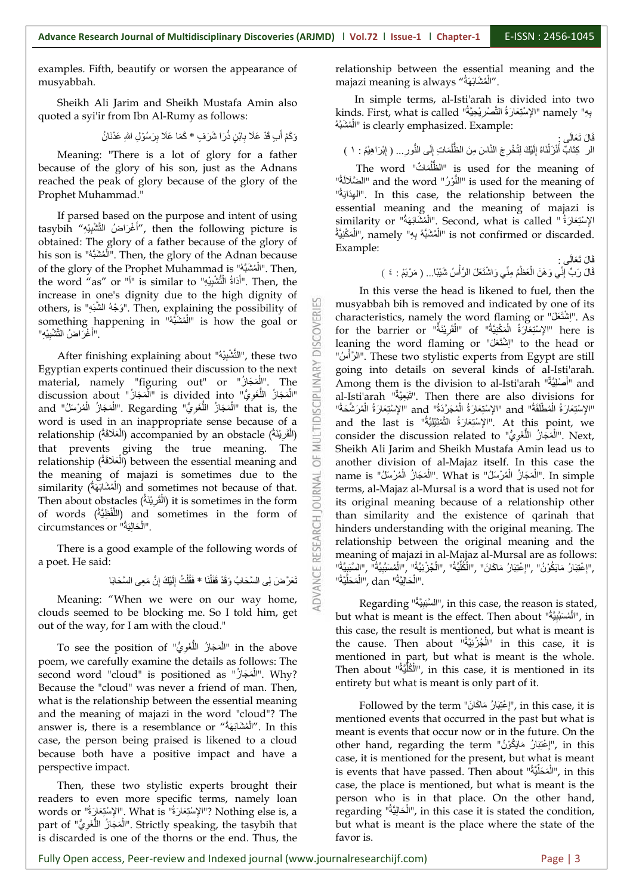examples. Fifth, beautify or worsen the appearance of musyabbah.

Sheikh Ali Jarim and Sheikh Mustafa Amin also quoted a syi'ir from Ibn Al-Rumy as follows:

وَكَمْ أَبٍ قَدْ عَلَا بِابْنٍ ذُرَا شَرَفٍ * كَمَا عَلَا بِرَسُوْلِ اللهِ عَدْنَانُ

Meaning: "There is a lot of glory for a father because of the glory of his son, just as the Adnans reached the peak of glory because of the glory of the Prophet Muhammad."

If parsed based on the purpose and intent of using tasybih "أَغْرَاضُ التَّشْبِيْهِ", then the following picture is obtained: The glory of a father because of the glory of his son is "الْمُشَبَّهُ". Then, the glory of the Adnan because of the glory of the Prophet Muhammad is "الْمُشَبَّهُ". Then, the word "as" or "أ" is similar to "أَدَاةُ التَّشْبِيْهِ". Then, the increase in one's dignity due to the high dignity of others, is "وَجْهُ الشَّبَهِ". Then, explaining the possibility of something happening in "الْمُشَبَّهُ" is how the goal or "أَغْرَاضُ التَّشْبِيْهِ".

After finishing explaining about "التَّشْبِيْهُ", these two Egyptian experts continued their discussion to the next material, namely "figuring out" or "الْمَجَازُ". The discussion about "الْمَجَازُ" is divided into "الْمَجَازُ اللُّغَوِيُّ" and "الْمَجَازُ الْمُرْسَلُ". Regarding "الْمَجَازُ اللُّغَوِيُّ" that is, the word is used in an inappropriate sense because of a relationship (الْعَلَاقَةُ) accompanied by an obstacle (الْقَرِيْنَةُ) that prevents giving the true meaning. The relationship (الْعَلَاقَةُ) between the essential meaning and the meaning of majazi is sometimes due to the similarity (الْمُشَابَهَةُ) and sometimes not because of that. Then about obstacles (الْقَرِيْنَةُ) it is sometimes in the form of words (اللَّفْظِيَّةُ) and sometimes in the form of circumstances or "الْحَالِيَّةُ".

There is a good example of the following words of a poet. He said:

تَعَرَّضَ لِي السَّحَابُ وَقَدْ قَفَلْنَا * فَقُلْتُ إِلَيْكَ إِنَّ مَعِي السَّحَابَا

Meaning: "When we were on our way home, clouds seemed to be blocking me. So I told him, get out of the way, for I am with the cloud."

To see the position of "الْمَجَازُ اللُّغَوِيُّ" in the above poem, we carefully examine the details as follows: The second word "cloud" is positioned as "الْمَجَازُ". Why? Because the "cloud" was never a friend of man. Then, what is the relationship between the essential meaning and the meaning of majazi in the word "cloud"? The answer is, there is a resemblance or "الْمُشَابَهَةُ". In this case, the person being praised is likened to a cloud because both have a positive impact and have a perspective impact.

Then, these two stylistic experts brought their readers to even more specific terms, namely loan words or "الإِسْتِعَارَةُ". What is "الإِسْتِعَارَةُ"? Nothing else is, a part of "الْمَجَازُ اللُّغَوِيُّ". Strictly speaking, the tasybih that is discarded is one of the thorns or the end. Thus, the relationship between the essential and the majazi meaning is always "الْمُشَابَهَةُ".

In simple terms, al-Isti'arah is divided into two kinds. First, what is called "الإِسْتِعَارَةُ التَّصْرِيْحِيَّةُ" namely "الْمُشَبَّهُ بِهِ" is clearly emphasized. Example:

قَالَ تَعَالَى :
الر كِتَابٌ أَنْزَلْنَاهُ إِلَيْكَ لِتُخْرِجَ النَّاسَ مِنَ الظُّلُمَاتِ إِلَى النُّورِ... ( إِبْرَاهِيْمَ : ١ )

The word "الظُّلُمَاتُ" is used for the meaning of "الضَّلَالَةُ" and the word "النُّوْرُ" is used for the meaning of "الهِدَايَةُ". In this case, the relationship between the essential meaning and the meaning of majazi is similarity or "الْمُشَابَهَةُ". Second, what is called "الإِسْتِعَارَةُ الْمَكْنِيَّةُ", namely "الْمُشَبَّهُ بِهِ" is not confirmed or discarded. Example:

قَالَ تَعَالَى :
قَالَ رَبِّ إِنِّي وَهَنَ الْعَظْمُ مِنِّي وَاشْتَعَلَ الرَّأْسُ شَيْبًا... ( مَرْيَمَ : ٤ )

In this verse the head is likened to fuel, then the musyabbah bih is removed and indicated by one of its characteristics, namely the word flaming or "اِشْتَعَلَ". As for the barrier or "الْقَرِيْنَةُ" of "الإِسْتِعَارَةُ الْمَكْنِيَّةُ" here is leaning the word flaming or "اِشْتَعَلَ" to the head or "الرَّأْسُ". These two stylistic experts from Egypt are still going into details on several kinds of al-Isti'arah. Among them is the division to al-Isti'arah "أَصْلِيَّةٌ" and al-Isti'arah "تَبَعِيَّةٌ". Then there are also divisions for "الإِسْتِعَارَةُ الْمُطْلَقَةُ" and "الإِسْتِعَارَةُ الْمُجَرَّدَةُ" and "الإِسْتِعَارَةُ الْمُرَشَّحَةُ" and the last is "الإِسْتِعَارَةُ التَّمْثِيْلِيَّةُ". At this point, we consider the discussion related to "الْمَجَازُ اللُّغَوِيُّ". Next, Sheikh Ali Jarim and Sheikh Mustafa Amin lead us to another division of al-Majaz itself. In this case the name is "الْمَجَازُ الْمُرْسَلُ". What is "الْمَجَازُ الْمُرْسَلُ". In simple terms, al-Majaz al-Mursal is a word that is used not for its original meaning because of a relationship other than similarity and the existence of qarinah that hinders understanding with the original meaning. The relationship between the original meaning and the meaning of majazi in al-Majaz al-Mursal are as follows: "السَّبَبِيَّةُ", "الْمُسَبَّبِيَّةُ", "الْجُزْئِيَّةُ", "الْكُلِّيَّةُ", "إِعْتِبَارُ مَاكَانَ", "إِعْتِبَارُ مَايَكُوْنُ", "الْحَالِيَّةُ", dan "الْمَحَلِّيَّةُ".

Regarding "السَّبَبِيَّةُ", in this case, the reason is stated, but what is meant is the effect. Then about "الْمُسَبَّبِيَّةُ", in this case, the result is mentioned, but what is meant is the cause. Then about "الْجُزْئِيَّةُ" in this case, it is mentioned in part, but what is meant is the whole. Then about "الْكُلِّيَّةُ", in this case, it is mentioned in its entirety but what is meant is only part of it.

Followed by the term "إِعْتِبَارُ مَاكَانَ", in this case, it is mentioned events that occurred in the past but what is meant is events that occur now or in the future. On the other hand, regarding the term "إِعْتِبَارُ مَايَكُوْنُ", in this case, it is mentioned for the present, but what is meant is events that have passed. Then about "الْمَحَلِّيَّةُ", in this case, the place is mentioned, but what is meant is the person who is in that place. On the other hand, regarding "الْحَالِيَّةُ", in this case it is stated the condition, but what is meant is the place where the state of the favor is.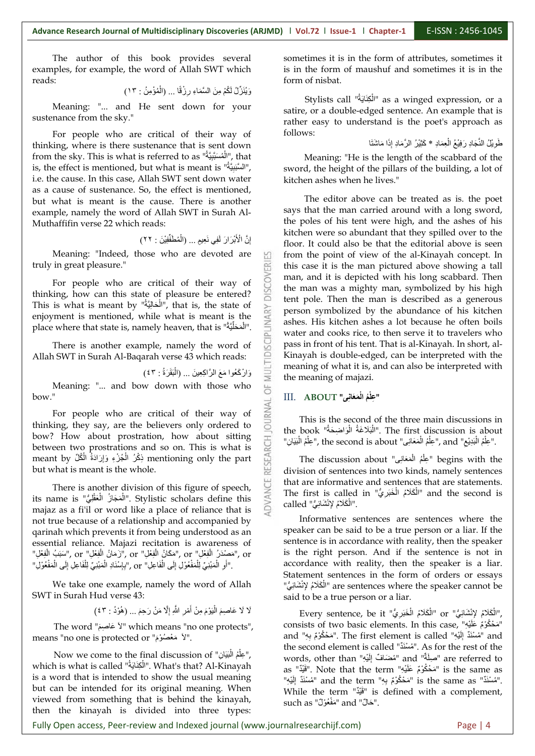The author of this book provides several examples, for example, the word of Allah SWT which reads:

وَيُنَزِّلُ لَكُمْ مِنَ السَّمَاءِ رِزْقًا ... (الْمُؤْمِنُ : ١٣)

Meaning: "... and He sent down for your sustenance from the sky."

For people who are critical of their way of thinking, where is there sustenance that is sent down from the sky. This is what is referred to as "الْمُسَبَّبِيَّةُ", that is, the effect is mentioned, but what is meant is "السَّبَبِيَّةُ", i.e. the cause. In this case, Allah SWT sent down water as a cause of sustenance. So, the effect is mentioned, but what is meant is the cause. There is another example, namely the word of Allah SWT in Surah Al-Muthaffifin verse 22 which reads:

إِنَّ الْأَبْرَارَ لَفِي نَعِيمٍ ... (الْمُطَفِّفِيْنَ : ٢٢)

Meaning: "Indeed, those who are devoted are truly in great pleasure."

For people who are critical of their way of thinking, how can this state of pleasure be entered? This is what is meant by "الْحَالِيَّةُ", that is, the state of enjoyment is mentioned, while what is meant is the place where that state is, namely heaven, that is "الْمَحَلِّيَّةُ".

There is another example, namely the word of Allah SWT in Surah Al-Baqarah verse 43 which reads:

وَارْكَعُوا مَعَ الرَّاكِعِينَ ... (الْبَقَرَةُ : ٤٣)

Meaning: "... and bow down with those who bow."

For people who are critical of their way of thinking, they say, are the believers only ordered to bow? How about prostration, how about sitting between two prostrations and so on. This is what is meant by ذِكْرُ الْجُزْءِ وَإِرَادَةُ الْكُلِّ mentioning only the part but what is meant is the whole.

There is another division of this figure of speech, its name is "الْمَجَازُ الْعَقْلِيُّ". Stylistic scholars define this majaz as a fi'il or word like a place of reliance that is not true because of a relationship and accompanied by qarinah which prevents it from being understood as an essential reliance. Majazi recitation is awareness of "سَبَبُ الْفِعْلِ", or "زَمَانُ الْفِعْلِ", or "مَكَانُ الْفِعْلِ", or "مَصْدَرُ الْفِعْلِ", or "بِإِسْنَادِ الْمَبْنِيِّ لِلْمَفْعُوْلِ إِلَى الْفَاعِلِ", or "أَوِ الْمَبْنِيِّ لِلْفَاعِلِ إِلَى الْمَفْعُوْلِ".

We take one example, namely the word of Allah SWT in Surah Hud verse 43:

لَا لَا عَاصِمَ الْيَوْمَ مِنْ أَمْرِ اللَّهِ إِلَّا مَنْ رَحِمَ ... (هُوْدُ : ٤٣)

The word "لَا عَاصِمَ" which means "no one protects", means "no one is protected or "لَا مَعْصُوْمَ".

Now we come to the final discussion of "عِلْمُ الْبَيَانِ", which is what is called "الْكِنَايَةُ". What's that? Al-Kinayah is a word that is intended to show the usual meaning but can be intended for its original meaning. When viewed from something that is behind the kinayah, then the kinayah is divided into three types: sometimes it is in the form of attributes, sometimes it is in the form of maushuf and sometimes it is in the form of nisbat.

Stylists call "الْكِنَايَةُ" as a winged expression, or a satire, or a double-edged sentence. An example that is rather easy to understand is the poet's approach as follows:

طَوِيْلُ النِّجَادِ رَفِيْعُ الْعِمَادِ * كَثِيْرُ الرَّمَادِ إِذَا مَاشَتَا

Meaning: "He is the length of the scabbard of the sword, the height of the pillars of the building, a lot of kitchen ashes when he lives."

The editor above can be treated as is. the poet says that the man carried around with a long sword, the poles of his tent were high, and the ashes of his kitchen were so abundant that they spilled over to the floor. It could also be that the editorial above is seen from the point of view of the al-Kinayah concept. In this case it is the man pictured above showing a tall man, and it is depicted with his long scabbard. Then the man was a mighty man, symbolized by his high tent pole. Then the man is described as a generous person symbolized by the abundance of his kitchen ashes. His kitchen ashes a lot because he often boils water and cooks rice, to then serve it to travelers who pass in front of his tent. That is al-Kinayah. In short, al-Kinayah is double-edged, can be interpreted with the meaning of what it is, and can also be interpreted with the meaning of majazi.

## III. ABOUT "عِلْمُ الْمَعَانِى"

This is the second of the three main discussions in the book "الْبَلَاغَةُ الْوَاضِحَةُ". The first discussion is about "عِلْمُ الْبَيَانِ", the second is about "عِلْمُ الْمَعَانِى", and "عِلْمُ الْبَدِيْعِ".

The discussion about "عِلْمُ الْمَعَانِى" begins with the division of sentences into two kinds, namely sentences that are informative and sentences that are statements. The first is called in "الْكَلَامُ الْخَبَرِيُّ" and the second is called "الْكَلَامُ لإِنْشَائِيُّ".

Informative sentences are sentences where the speaker can be said to be a true person or a liar. If the sentence is in accordance with reality, then the speaker is the right person. And if the sentence is not in accordance with reality, then the speaker is a liar. Statement sentences in the form of orders or essays "الْكَلَامُ لإِنْشَائِيُّ" are sentences where the speaker cannot be said to be a true person or a liar.

Every sentence, be it "الْكَلَامُ الْخَبَرِيُّ" or "الْكَلَامُ لإِنْشَائِيُّ", consists of two basic elements. In this case, "مَحْكُوْمٌ عَلَيْهِ" and "مَحْكُوْمٌ بِهِ". The first element is called "مُسْنَدٌ إِلَيْهِ" and the second element is called "مُسْنَدٌ". As for the rest of the words, other than "مُضَافٌ إِلَيْهِ" and "صِلَةٌ" are referred to as "قَيْدٌ". Note that the term "مَحْكُوْمٌ عَلَيْهِ" is the same as "مُسْنَدٌ إِلَيْهِ" and the term "مَحْكُوْمٌ بِهِ" is the same as "مُسْنَدٌ". While the term "قَيْدٌ" is defined with a complement, such as "مَفْعُوْلٌ" and "حَالٌ".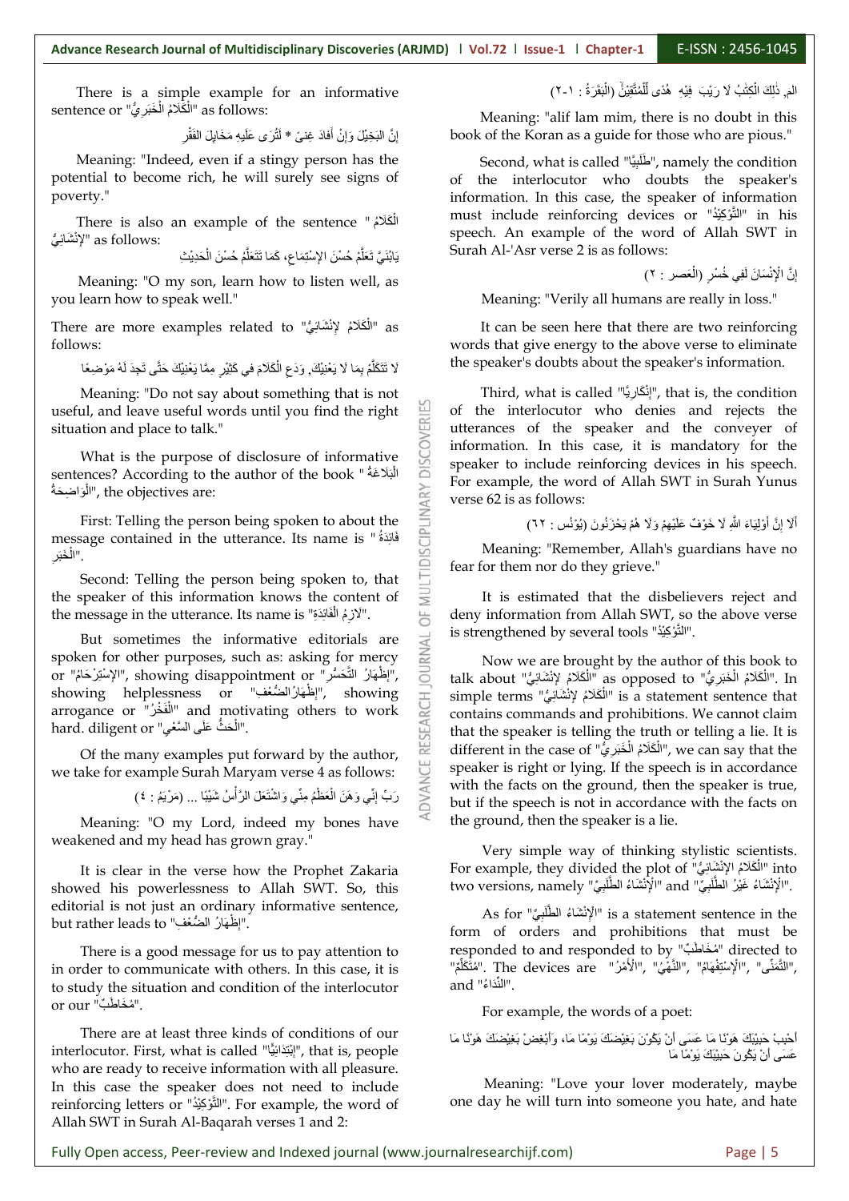There is a simple example for an informative sentence or "اَلْكَلَامُ الْخَبَرِيُّ" as follows:

إِنَّ البَخِيْلَ وَإِنْ أَفَادَ غِنىً * لَتُرَى عَلَيهِ مَخَايِلَ الفَقْرِ

Meaning: "Indeed, even if a stingy person has the potential to become rich, he will surely see signs of poverty."

There is also an example of the sentence "اَلْكَلَامُ الإِنْشَائِيُّ" as follows:

يَابُنَيَّ تَعَلَّمْ حُسْنَ الاِسْتِمَاعِ، كَمَا تَتَعَلَّمُ حُسْنَ الْحَدِيْثِ

Meaning: "O my son, learn how to listen well, as you learn how to speak well."

There are more examples related to "اَلْكَلَامُ لإِنْشَائِيُّ" as follows:

لَا تَتَكَلَّمْ بِمَا لا يَعْنِيْكَ, وَدَعِ الْكَلَامَ في كَثِيْرٍ مِمَّا يَعْنِيْكَ حَتَّى تَجِدَ لَهُ مَوْضِعًا

Meaning: "Do not say about something that is not useful, and leave useful words until you find the right situation and place to talk."

What is the purpose of disclosure of informative sentences? According to the author of the book "اَلْبَلَاغَةُ الْوَاضِحَةُ", the objectives are:

First: Telling the person being spoken to about the message contained in the utterance. Its name is "فَائِدَةُ الْخَبَرِ".

Second: Telling the person being spoken to, that the speaker of this information knows the content of the message in the utterance. Its name is "لَازِمُ الْفَائِدَةِ".

But sometimes the informative editorials are spoken for other purposes, such as: asking for mercy or "الإِسْتِرْحَامُ", showing disappointment or "إِظْهَارُ التَّحَسُّرِ", showing helplessness or "إِظْهَارُ الضُّعْفِ", showing arrogance or "اَلْفَخْرُ" and motivating others to work hard. diligent or "اَلْحَثُّ عَلَى السَّعْيِ".

Of the many examples put forward by the author, we take for example Surah Maryam verse 4 as follows:

رَبِّ إِنِّي وَهَنَ الْعَظْمُ مِنِّي وَاشْتَعَلَ الرَّأْسُ شَيْبًا ... (مَرْيَمُ : ٤)

Meaning: "O my Lord, indeed my bones have weakened and my head has grown gray."

It is clear in the verse how the Prophet Zakaria showed his powerlessness to Allah SWT. So, this editorial is not just an ordinary informative sentence, but rather leads to "إِظْهَارُ الضُّعْفِ".

There is a good message for us to pay attention to in order to communicate with others. In this case, it is to study the situation and condition of the interlocutor or our "مُخَاطَبٌ".

There are at least three kinds of conditions of our interlocutor. First, what is called "إِبْتِدَائِيًّا", that is, people who are ready to receive information with all pleasure. In this case the speaker does not need to include reinforcing letters or "اَلتَّوْكِيْدُ". For example, the word of Allah SWT in Surah Al-Baqarah verses 1 and 2:

الم, ذٰلِكَ الْكِتٰبُ لَا رَيْبَ فِيْهِ هُدًى لِّلْمُتَّقِيْنَۙ (الْبَقَرَةُ : ١-٢)

Meaning: "alif lam mim, there is no doubt in this book of the Koran as a guide for those who are pious."

Second, what is called "طَلَبِيًّا", namely the condition of the interlocutor who doubts the speaker's information. In this case, the speaker of information must include reinforcing devices or "اَلتَّوْكِيْدُ" in his speech. An example of the word of Allah SWT in Surah Al-'Asr verse 2 is as follows:

إِنَّ الْإِنْسَانَ لَفِي خُسْرٍ (الْعَصر : ٢)

Meaning: "Verily all humans are really in loss."

It can be seen here that there are two reinforcing words that give energy to the above verse to eliminate the speaker's doubts about the speaker's information.

Third, what is called "إِنْكَارِيًّا", that is, the condition of the interlocutor who denies and rejects the utterances of the speaker and the conveyer of information. In this case, it is mandatory for the speaker to include reinforcing devices in his speech. For example, the word of Allah SWT in Surah Yunus verse 62 is as follows:

أَلَا إِنَّ أَوْلِيَاءَ اللَّهِ لَا خَوْفٌ عَلَيْهِمْ وَلَا هُمْ يَحْزَنُونَ (يُوْنُس : ٦٢)

Meaning: "Remember, Allah's guardians have no fear for them nor do they grieve."

It is estimated that the disbelievers reject and deny information from Allah SWT, so the above verse is strengthened by several tools "اَلتَّوْكِيْدُ".

Now we are brought by the author of this book to talk about "اَلْكَلَامُ لإِنْشَائِيُّ" as opposed to "اَلْكَلَامُ الْخَبَرِيُّ". In simple terms "اَلْكَلَامُ لإِنْشَائِيُّ" is a statement sentence that contains commands and prohibitions. We cannot claim that the speaker is telling the truth or telling a lie. It is different in the case of "اَلْكَلَامُ الْخَبَرِيُّ", we can say that the speaker is right or lying. If the speech is in accordance with the facts on the ground, then the speaker is true, but if the speech is not in accordance with the facts on the ground, then the speaker is a lie.

Very simple way of thinking stylistic scientists. For example, they divided the plot of "اَلْكَلَامُ الإِنْشَائِيُّ" into two versions, namely "اَلْإِنْشَاءُ الطَّلَبِيّ" and "اَلْإِنْشَاءُ غَيْرُ الطَّلَبِيِّ".

As for "اَلْإِنْشَاءُ الطَّلَبِيُّ" is a statement sentence in the form of orders and prohibitions that must be responded to and responded to by "مُخَاطَبٌ" directed to "مُتَكَلِّمٌ". The devices are "اَلْأَمْرُ", "اَلنَّهْيُ", "اَلإِسْتِفْهَامُ", "اَلتَّمَنِّى", and "اَلنِّدَاءُ".

For example, the words of a poet:

أَحْبِبْ حَبِيْبَكَ هَوْنًا مَا عَسَى أَنْ يَكُوْنَ بَغِيْضَكَ يَوْمًا مَاء، وَأَبْغِضْ بَغِيْضَكَ هَوْنًا مَا عَسَى أَنْ يَكُوْنَ حَبِيْبَكَ يَوْمًا مَا

Meaning: "Love your lover moderately, maybe one day he will turn into someone you hate, and hate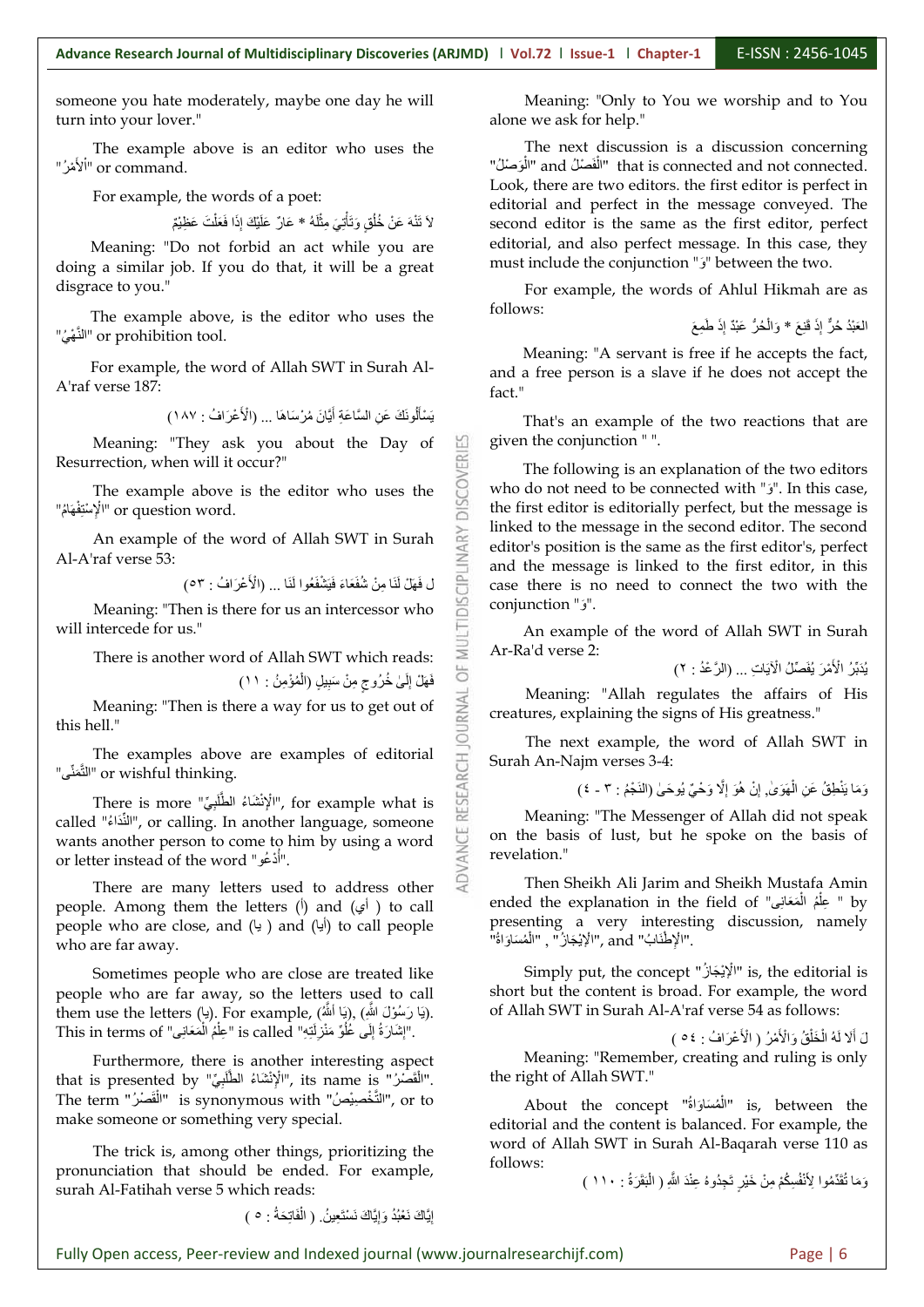someone you hate moderately, maybe one day he will turn into your lover."

The example above is an editor who uses the "الْأَمْرُ" or command.

For example, the words of a poet:

لاَ تَنْهَ عَنْ خُلُقٍ وَتَأْتِيَ مِثْلَهُ * عَارٌ عَلَيْكَ إِذَا فَعَلْتَ عَظِيْمٌ

Meaning: "Do not forbid an act while you are doing a similar job. If you do that, it will be a great disgrace to you."

The example above, is the editor who uses the "النَّهْيُ" or prohibition tool.

For example, the word of Allah SWT in Surah Al-A'raf verse 187:

يَسْأَلُونَكَ عَنِ السَّاعَةِ أَيَّانَ مُرْسَاهَا ... (الْأَعْرَافُ : ١٨٧)

Meaning: "They ask you about the Day of Resurrection, when will it occur?"

The example above is the editor who uses the "الْإِسْتِفْهَامُ" or question word.

An example of the word of Allah SWT in Surah Al-A'raf verse 53:

ل فَهَلْ لَنَا مِنْ شُفَعَاءَ فَيَشْفَعُوا لَنَا ... (الْأَعْرَافُ : ٥٣)

Meaning: "Then is there for us an intercessor who will intercede for us."

There is another word of Allah SWT which reads:

فَهَلْ إِلَىٰ خُرُوجٍ مِنْ سَبِيلٍ (الْمُؤْمِنُ : ١١)

Meaning: "Then is there a way for us to get out of this hell."

The examples above are examples of editorial "التَّمَنِّي" or wishful thinking.

There is more "الْإِنْشَاءُ الطَّلَبِيُّ", for example what is called "النِّدَاءُ", or calling. In another language, someone wants another person to come to him by using a word or letter instead of the word "أَدْعُو".

There are many letters used to address other people. Among them the letters (أ) and (أي) to call people who are close, and (يا) and (أيا) to call people who are far away.

Sometimes people who are close are treated like people who are far away, so the letters used to call them use the letters (يا). For example, (يَا اللهُ), (يَا رَسُوْلَ اللهِ). This in terms of "عِلْمُ الْمَعَانِى" is called "إِشَارَةٌ إِلَى عُلُوِّ مَنْزِلَتِهِ".

Furthermore, there is another interesting aspect that is presented by "الْإِنْشَاءُ الطَّلَبِيُّ", its name is "الْقَصْرُ". The term "الْقَصْرُ" is synonymous with "التَّخْصِيْصُ", or to make someone or something very special.

The trick is, among other things, prioritizing the pronunciation that should be ended. For example, surah Al-Fatihah verse 5 which reads:

إِيَّاكَ نَعْبُدُ وَإِيَّاكَ نَسْتَعِينُ. ( الْفَاتِحَةُ : ٥ )

Meaning: "Only to You we worship and to You alone we ask for help."

The next discussion is a discussion concerning "الْوَصْلُ" and "الْفَصْلُ" that is connected and not connected. Look, there are two editors. the first editor is perfect in editorial and perfect in the message conveyed. The second editor is the same as the first editor, perfect editorial, and also perfect message. In this case, they must include the conjunction "وَ" between the two.

For example, the words of Ahlul Hikmah are as follows:

العَبْدُ حُرٌّ إِذْ قَنِعَ * وَالْحُرُّ عَبْدٌ إِذْ طَمِعَ

Meaning: "A servant is free if he accepts the fact, and a free person is a slave if he does not accept the fact."

That's an example of the two reactions that are given the conjunction " ".

The following is an explanation of the two editors who do not need to be connected with "وَ". In this case, the first editor is editorially perfect, but the message is linked to the message in the second editor. The second editor's position is the same as the first editor's, perfect and the message is linked to the first editor, in this case there is no need to connect the two with the conjunction "وَ".

An example of the word of Allah SWT in Surah Ar-Ra'd verse 2:

يُدَبِّرُ الْأَمْرَ يُفَصِّلُ الْآيَاتِ ... (الرَّعْدُ : ٢)

Meaning: "Allah regulates the affairs of His creatures, explaining the signs of His greatness."

The next example, the word of Allah SWT in Surah An-Najm verses 3-4:

وَمَا يَنْطِقُ عَنِ الْهَوَىٰ, إِنْ هُوَ إِلَّا وَحْيٌ يُوحَىٰ (النَّجْمُ : ٣ - ٤)

Meaning: "The Messenger of Allah did not speak on the basis of lust, but he spoke on the basis of revelation."

Then Sheikh Ali Jarim and Sheikh Mustafa Amin ended the explanation in the field of "عِلْمُ الْمَعَانِى " by presenting a very interesting discussion, namely "الْإِطْنَابُ", "الْإِيْجَازُ" , and "الْمُسَاوَاةُ".

Simply put, the concept "الْإِيْجَازُ" is, the editorial is short but the content is broad. For example, the word of Allah SWT in Surah Al-A'raf verse 54 as follows:

ل أَلَا لَهُ الْخَلْقُ وَالْأَمْرُ ( الْأَعْرَافُ : ٥٤ )

Meaning: "Remember, creating and ruling is only the right of Allah SWT."

About the concept "الْمُسَاوَاةُ" is, between the editorial and the content is balanced. For example, the word of Allah SWT in Surah Al-Baqarah verse 110 as follows:

وَمَا تُقَدِّمُوا لِأَنْفُسِكُمْ مِنْ خَيْرٍ تَجِدُوهُ عِنْدَ اللَّهِ ( الْبَقَرَةُ : ١١٠ )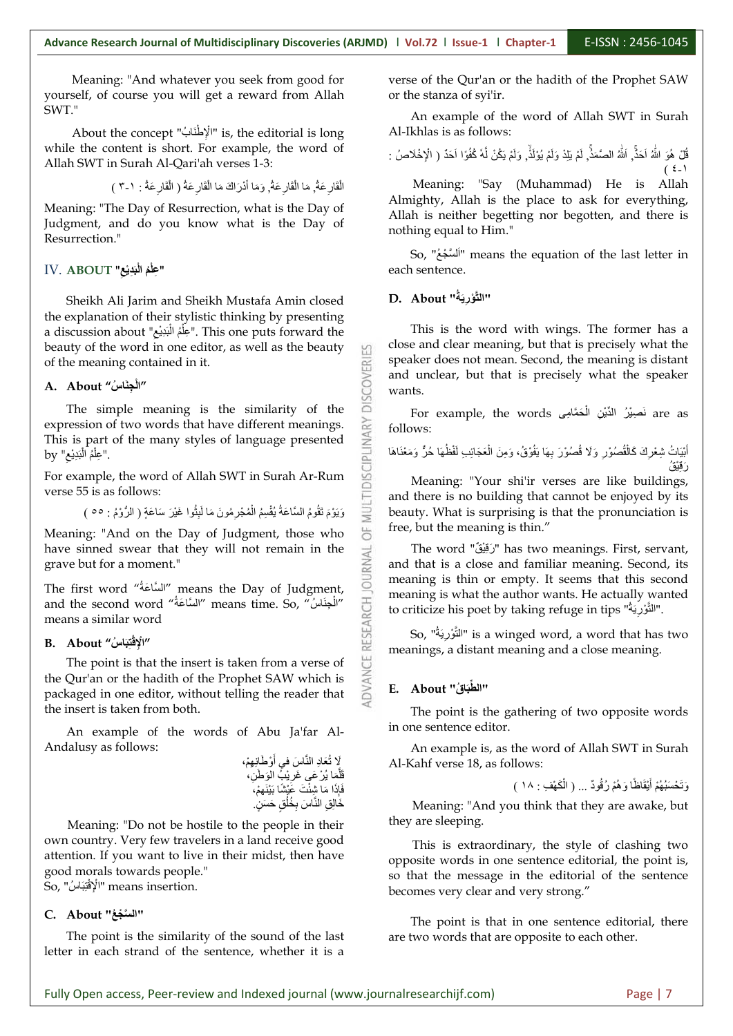Meaning: "And whatever you seek from good for yourself, of course you will get a reward from Allah SWT."

About the concept "الإِطْنَابُ" is, the editorial is long while the content is short. For example, the word of Allah SWT in Surah Al-Qari'ah verses 1-3:

الْقَارِعَةُ, مَا الْقَارِعَةُ, وَمَا أَدْرَاكَ مَا الْقَارِعَةُ ( الْقَارِعَةُ : ١-٣ )

Meaning: "The Day of Resurrection, what is the Day of Judgment, and do you know what is the Day of Resurrection."

## IV. ABOUT "عِلْمُ الْبَدِيْعِ"

Sheikh Ali Jarim and Sheikh Mustafa Amin closed the explanation of their stylistic thinking by presenting a discussion about "عِلْمُ الْبَدِيْعِ". This one puts forward the beauty of the word in one editor, as well as the beauty of the meaning contained in it.

### A. About "الْجِنَاسُ"

The simple meaning is the similarity of the expression of two words that have different meanings. This is part of the many styles of language presented by "عِلْمُ الْبَدِيْعِ".

For example, the word of Allah SWT in Surah Ar-Rum verse 55 is as follows:

وَيَوْمَ تَقُومُ السَّاعَةُ يُقْسِمُ الْمُجْرِمُونَ مَا لَبِثُوا غَيْرَ سَاعَةٍ ( الرُّوْمُ : ٥٥ )

Meaning: "And on the Day of Judgment, those who have sinned swear that they will not remain in the grave but for a moment."

The first word "السَّاعَةُ" means the Day of Judgment, and the second word "السَّاعَةُ" means time. So, "الْجِنَاسُ" means a similar word

### B. About "الْإِقْتِبَاسُ"

The point is that the insert is taken from a verse of the Qur'an or the hadith of the Prophet SAW which is packaged in one editor, without telling the reader that the insert is taken from both.

An example of the words of Abu Ja'far Al-Andalusy as follows:

لا تُعَادِ النَّاسَ في أَوْطَانِهِمْ،
قَلَّمَا يُرْعَى غَرِيْبُ الْوَطَنِ،
فَإِذَا مَا شِئْتَ عَيْشًا بَيْنَهُمْ،
خَالِقِ النَّاسَ بِخُلُقٍ حَسَنٍ.

Meaning: "Do not be hostile to the people in their own country. Very few travelers in a land receive good attention. If you want to live in their midst, then have good morals towards people."
So, "الْإِقْتِبَاسُ" means insertion.

### C. About "السَّجْعُ"

The point is the similarity of the sound of the last letter in each strand of the sentence, whether it is a verse of the Qur'an or the hadith of the Prophet SAW or the stanza of syi'ir.

An example of the word of Allah SWT in Surah Al-Ikhlas is as follows:

قُلْ هُوَ اللّٰهُ اَحَدٌۚ, اَللّٰهُ الصَّمَدُۚ, لَمْ يَلِدْ وَلَمْ يُوْلَدْۙ, وَلَمْ يَكُنْ لَّهٗ كُفُوًا اَحَدٌ ( الْإِخْلَاصُ : ١-٤ )

Meaning: "Say (Muhammad) He is Allah Almighty, Allah is the place to ask for everything, Allah is neither begetting nor begotten, and there is nothing equal to Him."

So, "السَّجْعُ" means the equation of the last letter in each sentence.

### D. About "التَّوْرِيَةُ"

This is the word with wings. The former has a close and clear meaning, but that is precisely what the speaker does not mean. Second, the meaning is distant and unclear, but that is precisely what the speaker wants.

For example, the words نَصِيْرُ الدِّيْنِ الْحَمَّامِى are as follows:

أَبْيَاتُ شِعْرِكَ كَالْقُصُوْرِ وَلَا قُصُوْرَ بِهَا يَعُوْقُ، وَمِنَ الْعَجَائِبِ لَفْظُهَا حُرٌّ وَمَعْنَاهَا رَقِيْقُ

Meaning: "Your shi'ir verses are like buildings, and there is no building that cannot be enjoyed by its beauty. What is surprising is that the pronunciation is free, but the meaning is thin."

The word "رَقِيْقٌ" has two meanings. First, servant, and that is a close and familiar meaning. Second, its meaning is thin or empty. It seems that this second meaning is what the author wants. He actually wanted to criticize his poet by taking refuge in tips "التَّوْرِيَةُ".

So, "التَّوْرِيَةُ" is a winged word, a word that has two meanings, a distant meaning and a close meaning.

### E. About "الطِّبَاقُ"

The point is the gathering of two opposite words in one sentence editor.

An example is, as the word of Allah SWT in Surah Al-Kahf verse 18, as follows:

وَتَحْسَبُهُمْ أَيْقَاظًا وَهُمْ رُقُودٌ ... ( الْكَهْفِ : ١٨ )

Meaning: "And you think that they are awake, but they are sleeping.

This is extraordinary, the style of clashing two opposite words in one sentence editorial, the point is, so that the message in the editorial of the sentence becomes very clear and very strong."

The point is that in one sentence editorial, there are two words that are opposite to each other.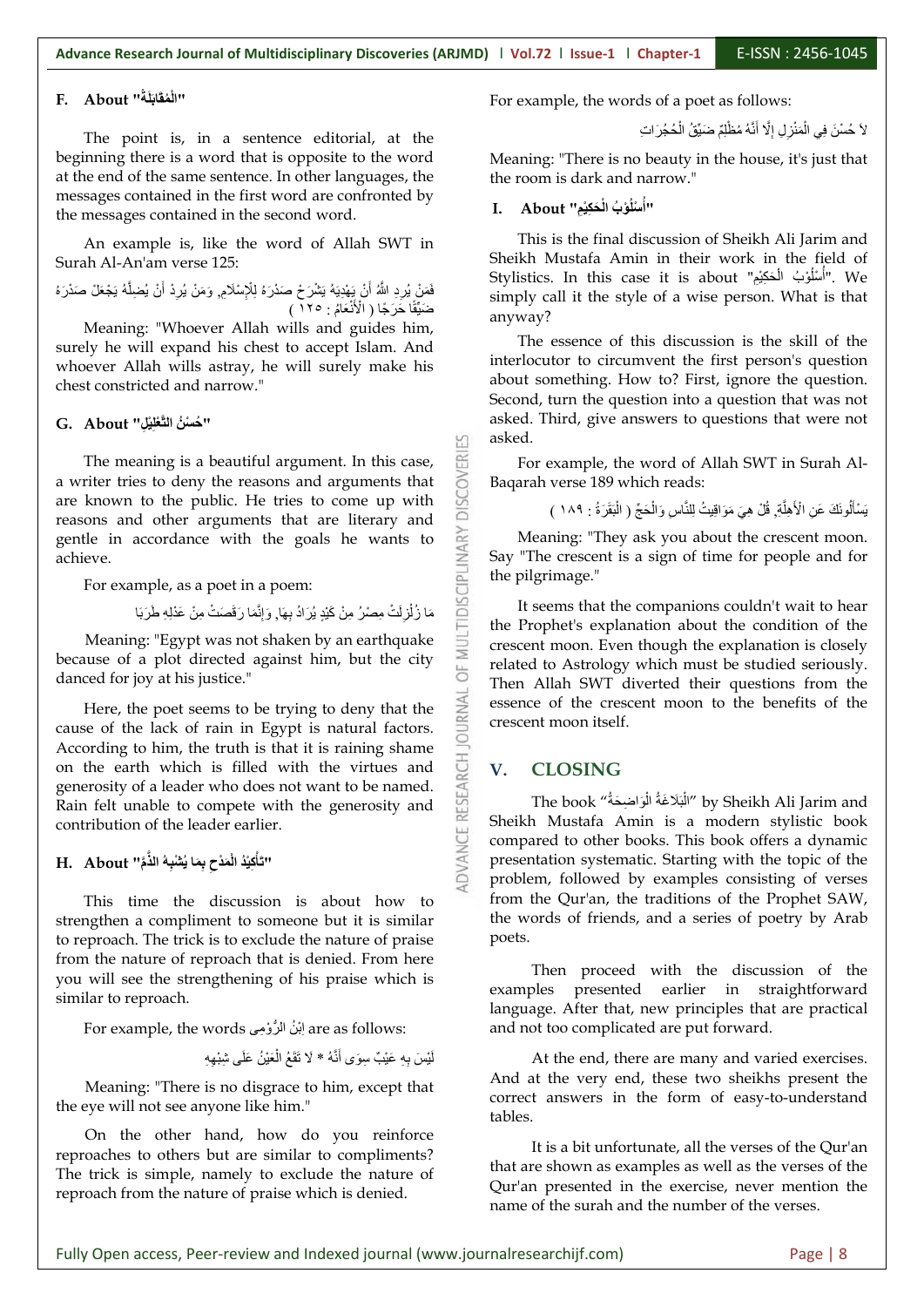### F. About "الْمُقَابَلَةُ"

The point is, in a sentence editorial, at the beginning there is a word that is opposite to the word at the end of the same sentence. In other languages, the messages contained in the first word are confronted by the messages contained in the second word.

An example is, like the word of Allah SWT in Surah Al-An'am verse 125:

فَمَنْ يُرِدِ اللَّهُ أَنْ يَهْدِيَهُ يَشْرَحْ صَدْرَهُ لِلإِسْلَامِ, وَمَنْ يُرِدْ أَنْ يُضِلَّهُ يَجْعَلْ صَدْرَهُ ضَيِّقًا حَرَجًا ( الْأَنْعَامُ : ١٢٥ )

Meaning: "Whoever Allah wills and guides him, surely he will expand his chest to accept Islam. And whoever Allah wills astray, he will surely make his chest constricted and narrow."

### G. About "حُسْنُ التَّعْلِيْلِ"

The meaning is a beautiful argument. In this case, a writer tries to deny the reasons and arguments that are known to the public. He tries to come up with reasons and other arguments that are literary and gentle in accordance with the goals he wants to achieve.

For example, as a poet in a poem:

مَا زُلْزِلَتْ مِصْرُ مِنْ كَيْدٍ يُرَادُ بِهَا, وَإِنَّمَا رَقَصَتْ مِنْ عَدْلِهِ طَرَبَا

Meaning: "Egypt was not shaken by an earthquake because of a plot directed against him, but the city danced for joy at his justice."

Here, the poet seems to be trying to deny that the cause of the lack of rain in Egypt is natural factors. According to him, the truth is that it is raining shame on the earth which is filled with the virtues and generosity of a leader who does not want to be named. Rain felt unable to compete with the generosity and contribution of the leader earlier.

### H. About "تَأْكِيْدُ الْمَدْحِ بِمَا يُشْبِهُ الذَّمَّ"

This time the discussion is about how to strengthen a compliment to someone but it is similar to reproach. The trick is to exclude the nature of praise from the nature of reproach that is denied. From here you will see the strengthening of his praise which is similar to reproach.

For example, the words اِبْنُ الرُّوْمِى are as follows:

لَيْسَ بِهِ عَيْبٌ سِوَى أَنَّهُ * لَا تَقَعُ الْعَيْنُ عَلَى شِبْهِهِ

Meaning: "There is no disgrace to him, except that the eye will not see anyone like him."

On the other hand, how do you reinforce reproaches to others but are similar to compliments? The trick is simple, namely to exclude the nature of reproach from the nature of praise which is denied.

For example, the words of a poet as follows:

لاَ حُسْنَ فِي الْمَنْزِلِ إِلَّا أَنَّهُ مُظْلِمٌ ضَيِّقُ الْحُجُرَاتِ

Meaning: "There is no beauty in the house, it's just that the room is dark and narrow."

### I. About "أُسْلُوْبُ الْحَكِيْمِ"

This is the final discussion of Sheikh Ali Jarim and Sheikh Mustafa Amin in their work in the field of Stylistics. In this case it is about "أُسْلُوْبُ الْحَكِيْمِ". We simply call it the style of a wise person. What is that anyway?

The essence of this discussion is the skill of the interlocutor to circumvent the first person's question about something. How to? First, ignore the question. Second, turn the question into a question that was not asked. Third, give answers to questions that were not asked.

For example, the word of Allah SWT in Surah Al-Baqarah verse 189 which reads:

يَسْأَلُونَكَ عَنِ الأَهِلَّةِ, قُلْ هِيَ مَوَاقِيتُ لِلنَّاسِ وَالْحَجِّ ( الْبَقَرَةُ : ١٨٩ )

Meaning: "They ask you about the crescent moon. Say "The crescent is a sign of time for people and for the pilgrimage."

It seems that the companions couldn't wait to hear the Prophet's explanation about the condition of the crescent moon. Even though the explanation is closely related to Astrology which must be studied seriously. Then Allah SWT diverted their questions from the essence of the crescent moon to the benefits of the crescent moon itself.

## V. CLOSING

The book "الْبَلَاغَةُ الْوَاضِحَةُ" by Sheikh Ali Jarim and Sheikh Mustafa Amin is a modern stylistic book compared to other books. This book offers a dynamic presentation systematic. Starting with the topic of the problem, followed by examples consisting of verses from the Qur'an, the traditions of the Prophet SAW, the words of friends, and a series of poetry by Arab poets.

Then proceed with the discussion of the examples presented earlier in straightforward language. After that, new principles that are practical and not too complicated are put forward.

At the end, there are many and varied exercises. And at the very end, these two sheikhs present the correct answers in the form of easy-to-understand tables.

It is a bit unfortunate, all the verses of the Qur'an that are shown as examples as well as the verses of the Qur'an presented in the exercise, never mention the name of the surah and the number of the verses.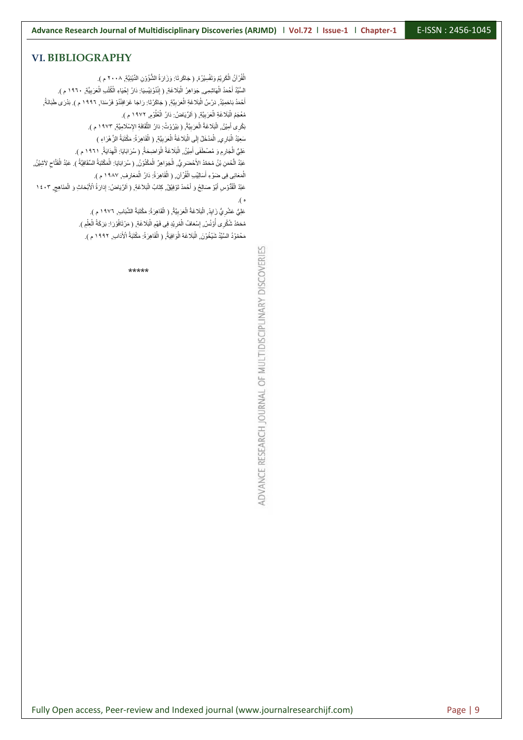## VI. BIBLIOGRAPHY

الْقُرْآنُ الْكَرِيمُ وَتَفْسِيْرُهُ, ( جاكَرتَا: وَزَارَةُ الشُّؤُوْنِ الدِّيْنِيَّةِ, ٢٠٠٨ م ).

السَّيِّدُ أَحْمَدُ الْهَاشِمِي, جَوَاهِرُ الْبَلاغَةِ, ( إِنْدُوْنِيْسِيَا: دَارُ إِحْيَاءِ الْكُتُبِ الْعَرَبِيَّةِ, ١٩٦٠ م ).

أَحْمَدُ بَاحمِيْدُ, دَرْسُ الْبَلاغَةِ الْعَرَبِيَّةِ, ( جَاكَرْتَا: رَاجَا غرَافِنْدُوْ فَرْسَدَا, ١٩٩٦ م ). بَدْرِي طَبَانَةُ, مُعْجَمُ الْبَلاغَةِ الْعَرَبِيَّةِ, ( اَلرِّيَاضُ: دَارُ الْعُلُوْمِ, ١٩٧٢ م ).

بَكْرِي أَمِيْنُ, الْبَلاغَةُ الْعَرَبِيَّةُ, ( بَيْرُوْتُ: دَارُ الثَّقَافَةِ الإِسْلَامِيَّةِ, ١٩٧٣ م ).

سَعِيْدُ الْبَارِي, الْمَدْخَلُ إِلَى الْبَلاغَةِ الْعَرَبِيَّةِ, ( الْقَاهِرَةُ: مَكْتَبَةُ الزَّهْرَاءِ )

عَلِيُّ الْجَارِمِ وَ مُصْطَفَى أَمِيْنُ, الْبَلاغَةُ الْوَاضِحَةُ, ( سُرَابَايَا: اَلْهِدَايَةُ, ١٩٦١ م ).

عَبْدُ الْحَمَنِ بْنُ مُحَمَّدِ الأَخْضَرِيُّ, الْجَوَاهِرُ الْمَكْنُوْنُ, ( سُرَابَايَا: الْمَكْتَبَةُ السَّقَافِيَّةُ ). عَبْدُ الْفَتَّاحِ لَاشِيْنُ, الْمَعَانِي فِي ضَوْءِ أَسَالِيْبِ الْقُرْآنِ, ( الْقَاهِرَةُ: دَارُ الْمَعَارِفِ, ١٩٨٧ م ).

عَبْدُ الْقُدُّوْسِ أَبُوْ صَالِحٍ وَ أَحْمدُ تَوْفِيْقٌ, كِتَابُ الْبَلاغَةِ, ( اَلرِّيَاضُ: إِدَارَةُ الأَبْحَاثِ وَ الْمَنَاهِجِ, ١٤٠٣ ه ).

عَلِيُّ عَشْرِيُّ زَايِدْ, الْبَلاغَةُ الْعَرَبِيَّةُ, ( الْقَاهِرَةُ: مَكْتَبَةُ الشَّبَابِ, ١٩٧٦ م ).

مُحَمَّدُ شُكْرِي أُوْنُسْ, إِسْعَافُ الْمُرِيْدِ فِي فَهْمِ الْبَلاغَةِ, ( مَرْتَافُوْرَا: بَرَكَةُ الْعِلْمِ ).

مَحْمُوْدُ السَّيِّدْ شَيْخُوْنَ, الْبَلاغَة الْوَافِيَةُ, ( الْقَاهِرَةُ: مَكْتَبَةُ الأَدَابِ, ١٩٩٢ م ).

*****